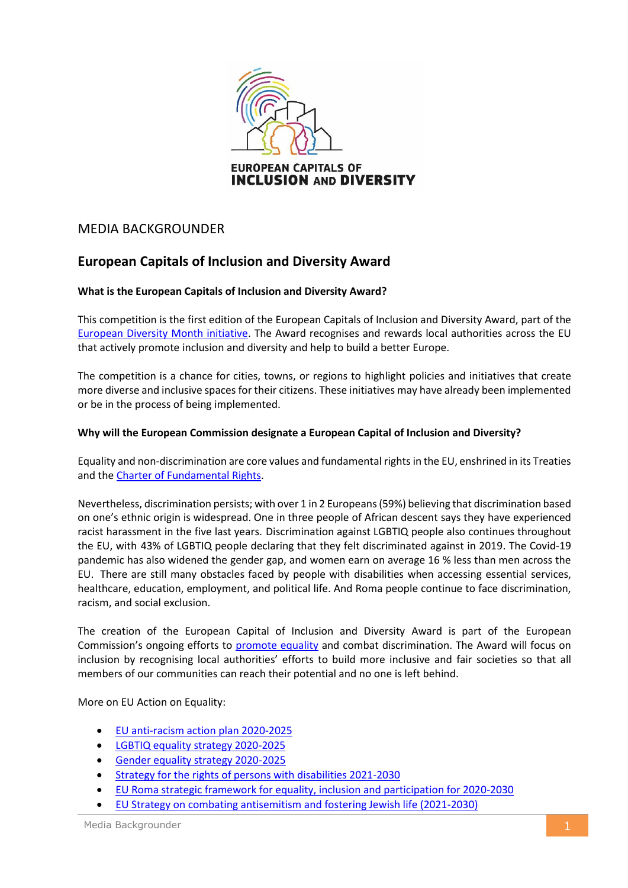EUROPEAN CAPITALS OF
**INCLUSION AND DIVERSITY**

MEDIA BACKGROUNDER

## European Capitals of Inclusion and Diversity Award

**What is the European Capitals of Inclusion and Diversity Award?**

This competition is the first edition of the European Capitals of Inclusion and Diversity Award, part of the European Diversity Month initiative. The Award recognises and rewards local authorities across the EU that actively promote inclusion and diversity and help to build a better Europe.

The competition is a chance for cities, towns, or regions to highlight policies and initiatives that create more diverse and inclusive spaces for their citizens. These initiatives may have already been implemented or be in the process of being implemented.

**Why will the European Commission designate a European Capital of Inclusion and Diversity?**

Equality and non-discrimination are core values and fundamental rights in the EU, enshrined in its Treaties and the Charter of Fundamental Rights.

Nevertheless, discrimination persists; with over 1 in 2 Europeans (59%) believing that discrimination based on one's ethnic origin is widespread. One in three people of African descent says they have experienced racist harassment in the five last years. Discrimination against LGBTIQ people also continues throughout the EU, with 43% of LGBTIQ people declaring that they felt discriminated against in 2019. The Covid-19 pandemic has also widened the gender gap, and women earn on average 16 % less than men across the EU. There are still many obstacles faced by people with disabilities when accessing essential services, healthcare, education, employment, and political life. And Roma people continue to face discrimination, racism, and social exclusion.

The creation of the European Capital of Inclusion and Diversity Award is part of the European Commission's ongoing efforts to promote equality and combat discrimination. The Award will focus on inclusion by recognising local authorities' efforts to build more inclusive and fair societies so that all members of our communities can reach their potential and no one is left behind.

More on EU Action on Equality:

- EU anti-racism action plan 2020-2025
- LGBTIQ equality strategy 2020-2025
- Gender equality strategy 2020-2025
- Strategy for the rights of persons with disabilities 2021-2030
- EU Roma strategic framework for equality, inclusion and participation for 2020-2030
- EU Strategy on combating antisemitism and fostering Jewish life (2021-2030)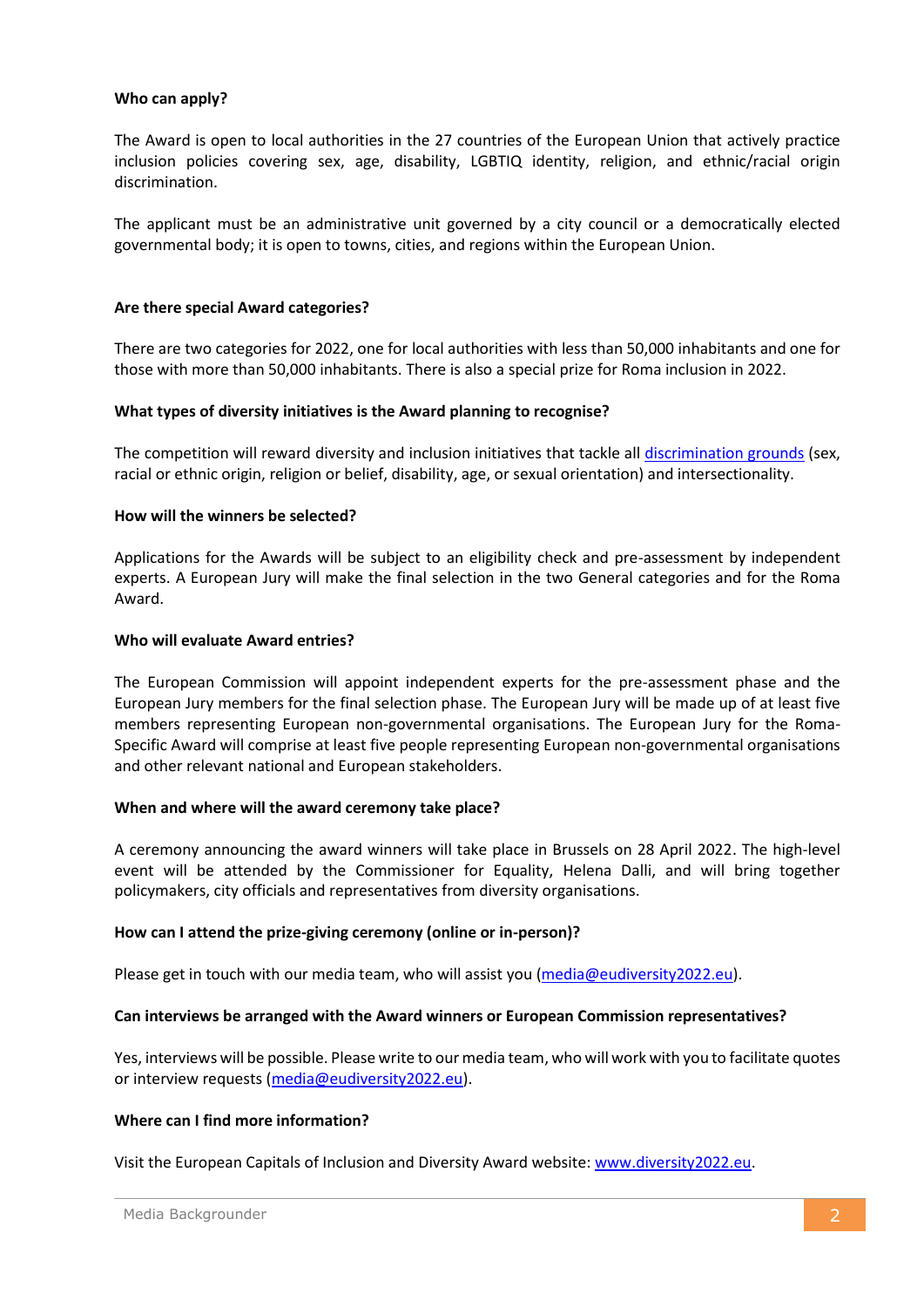**Who can apply?**

The Award is open to local authorities in the 27 countries of the European Union that actively practice inclusion policies covering sex, age, disability, LGBTIQ identity, religion, and ethnic/racial origin discrimination.

The applicant must be an administrative unit governed by a city council or a democratically elected governmental body; it is open to towns, cities, and regions within the European Union.

**Are there special Award categories?**

There are two categories for 2022, one for local authorities with less than 50,000 inhabitants and one for those with more than 50,000 inhabitants. There is also a special prize for Roma inclusion in 2022.

**What types of diversity initiatives is the Award planning to recognise?**

The competition will reward diversity and inclusion initiatives that tackle all [discrimination grounds](#) (sex, racial or ethnic origin, religion or belief, disability, age, or sexual orientation) and intersectionality.

**How will the winners be selected?**

Applications for the Awards will be subject to an eligibility check and pre-assessment by independent experts. A European Jury will make the final selection in the two General categories and for the Roma Award.

**Who will evaluate Award entries?**

The European Commission will appoint independent experts for the pre-assessment phase and the European Jury members for the final selection phase. The European Jury will be made up of at least five members representing European non-governmental organisations. The European Jury for the Roma-Specific Award will comprise at least five people representing European non-governmental organisations and other relevant national and European stakeholders.

**When and where will the award ceremony take place?**

A ceremony announcing the award winners will take place in Brussels on 28 April 2022. The high-level event will be attended by the Commissioner for Equality, Helena Dalli, and will bring together policymakers, city officials and representatives from diversity organisations.

**How can I attend the prize-giving ceremony (online or in-person)?**

Please get in touch with our media team, who will assist you (media@eudiversity2022.eu).

**Can interviews be arranged with the Award winners or European Commission representatives?**

Yes, interviews will be possible. Please write to our media team, who will work with you to facilitate quotes or interview requests (media@eudiversity2022.eu).

**Where can I find more information?**

Visit the European Capitals of Inclusion and Diversity Award website: www.diversity2022.eu.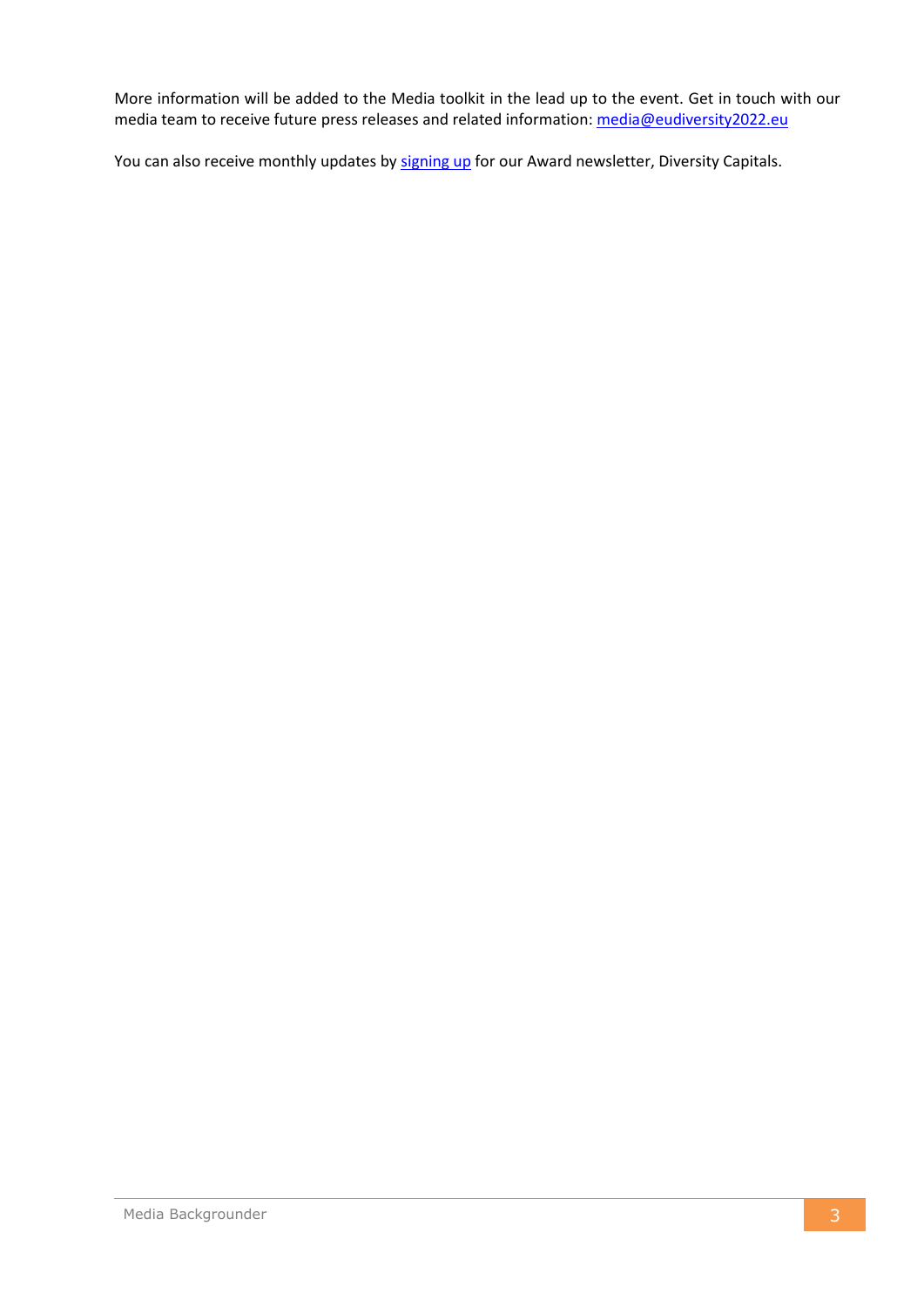More information will be added to the Media toolkit in the lead up to the event. Get in touch with our media team to receive future press releases and related information: media@eudiversity2022.eu

You can also receive monthly updates by signing up for our Award newsletter, Diversity Capitals.